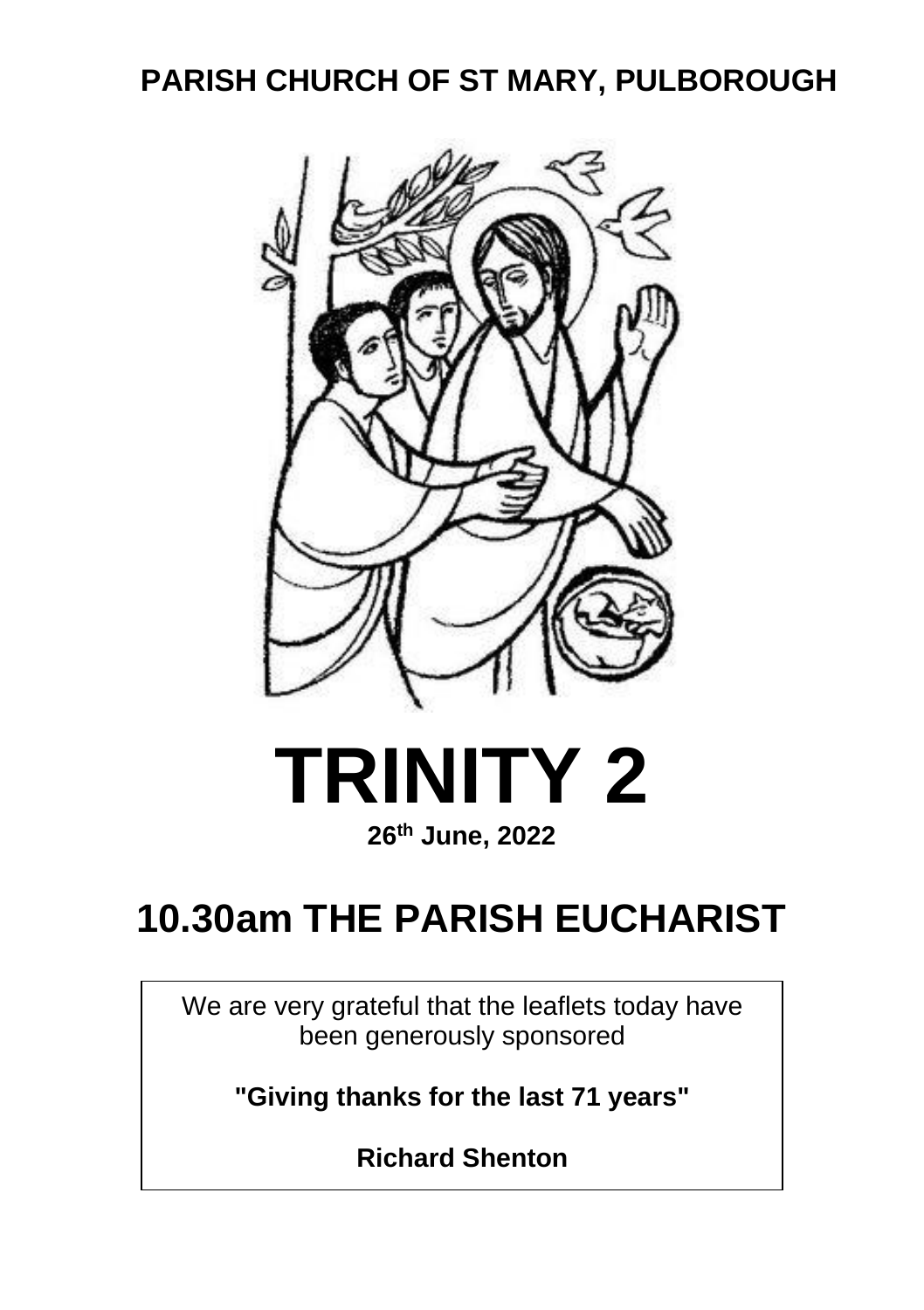# PARISH CHURCH OF ST MARY, PULBOROUGH

# TRINITY 2

**26th June, 2022**

# 10.30am THE PARISH EUCHARIST

We are very grateful that the leaflets today have been generously sponsored

**"Giving thanks for the last 71 years"**

**Richard Shenton**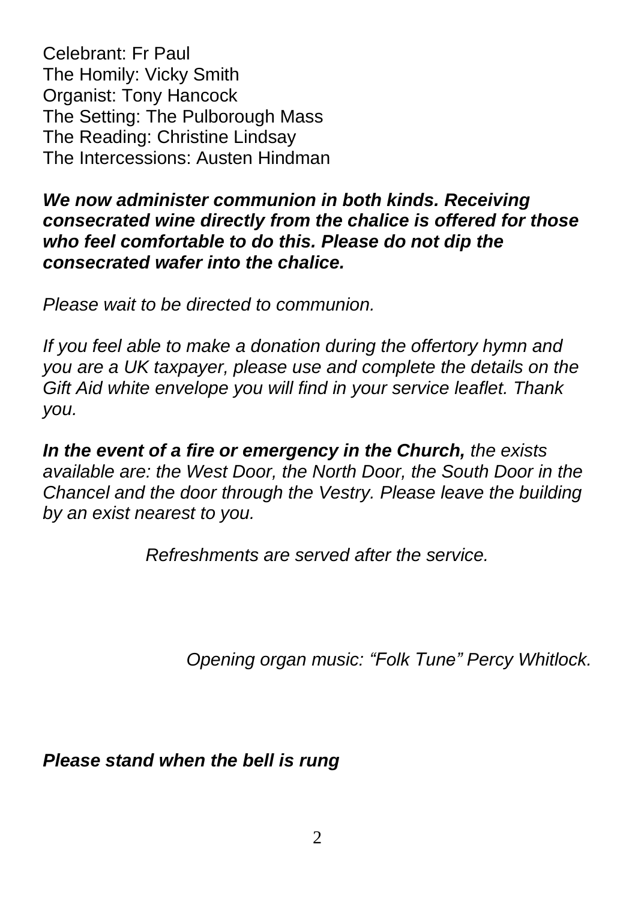Celebrant: Fr Paul
The Homily: Vicky Smith
Organist: Tony Hancock
The Setting: The Pulborough Mass
The Reading: Christine Lindsay
The Intercessions: Austen Hindman

***We now administer communion in both kinds. Receiving consecrated wine directly from the chalice is offered for those who feel comfortable to do this. Please do not dip the consecrated wafer into the chalice.***

*Please wait to be directed to communion.*

*If you feel able to make a donation during the offertory hymn and you are a UK taxpayer, please use and complete the details on the Gift Aid white envelope you will find in your service leaflet. Thank you.*

***In the event of a fire or emergency in the Church,*** *the exists available are: the West Door, the North Door, the South Door in the Chancel and the door through the Vestry. Please leave the building by an exist nearest to you.*

*Refreshments are served after the service.*

*Opening organ music: "Folk Tune" Percy Whitlock.*

***Please stand when the bell is rung***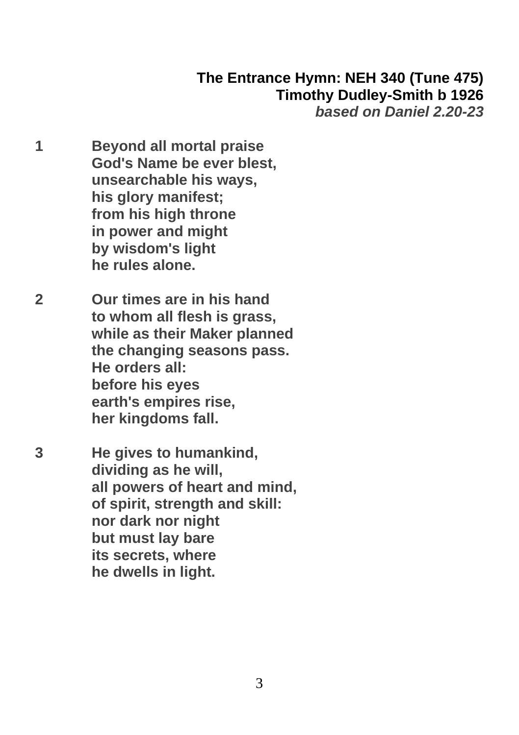**The Entrance Hymn: NEH 340 (Tune 475)**
**Timothy Dudley-Smith b 1926**
***based on Daniel 2.20-23***

**1** **Beyond all mortal praise**
**God's Name be ever blest,**
**unsearchable his ways,**
**his glory manifest;**
**from his high throne**
**in power and might**
**by wisdom's light**
**he rules alone.**

**2** **Our times are in his hand**
**to whom all flesh is grass,**
**while as their Maker planned**
**the changing seasons pass.**
**He orders all:**
**before his eyes**
**earth's empires rise,**
**her kingdoms fall.**

**3** **He gives to humankind,**
**dividing as he will,**
**all powers of heart and mind,**
**of spirit, strength and skill:**
**nor dark nor night**
**but must lay bare**
**its secrets, where**
**he dwells in light.**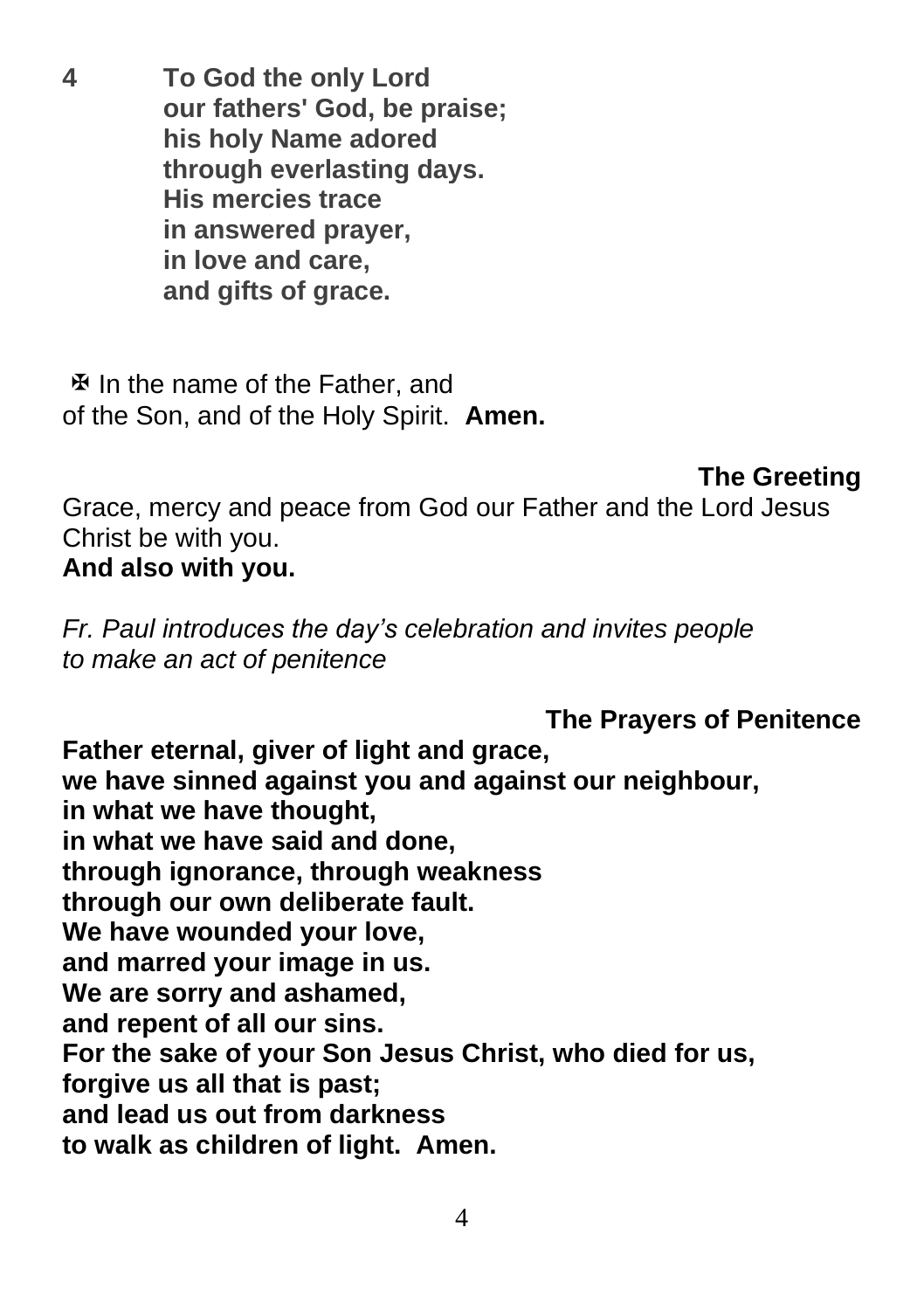**4 To God the only Lord**
**our fathers' God, be praise;**
**his holy Name adored**
**through everlasting days.**
**His mercies trace**
**in answered prayer,**
**in love and care,**
**and gifts of grace.**

✠ In the name of the Father, and
of the Son, and of the Holy Spirit. **Amen.**

### The Greeting

Grace, mercy and peace from God our Father and the Lord Jesus Christ be with you.
**And also with you.**

*Fr. Paul introduces the day's celebration and invites people to make an act of penitence*

### The Prayers of Penitence

**Father eternal, giver of light and grace,**
**we have sinned against you and against our neighbour,**
**in what we have thought,**
**in what we have said and done,**
**through ignorance, through weakness**
**through our own deliberate fault.**
**We have wounded your love,**
**and marred your image in us.**
**We are sorry and ashamed,**
**and repent of all our sins.**
**For the sake of your Son Jesus Christ, who died for us,**
**forgive us all that is past;**
**and lead us out from darkness**
**to walk as children of light. Amen.**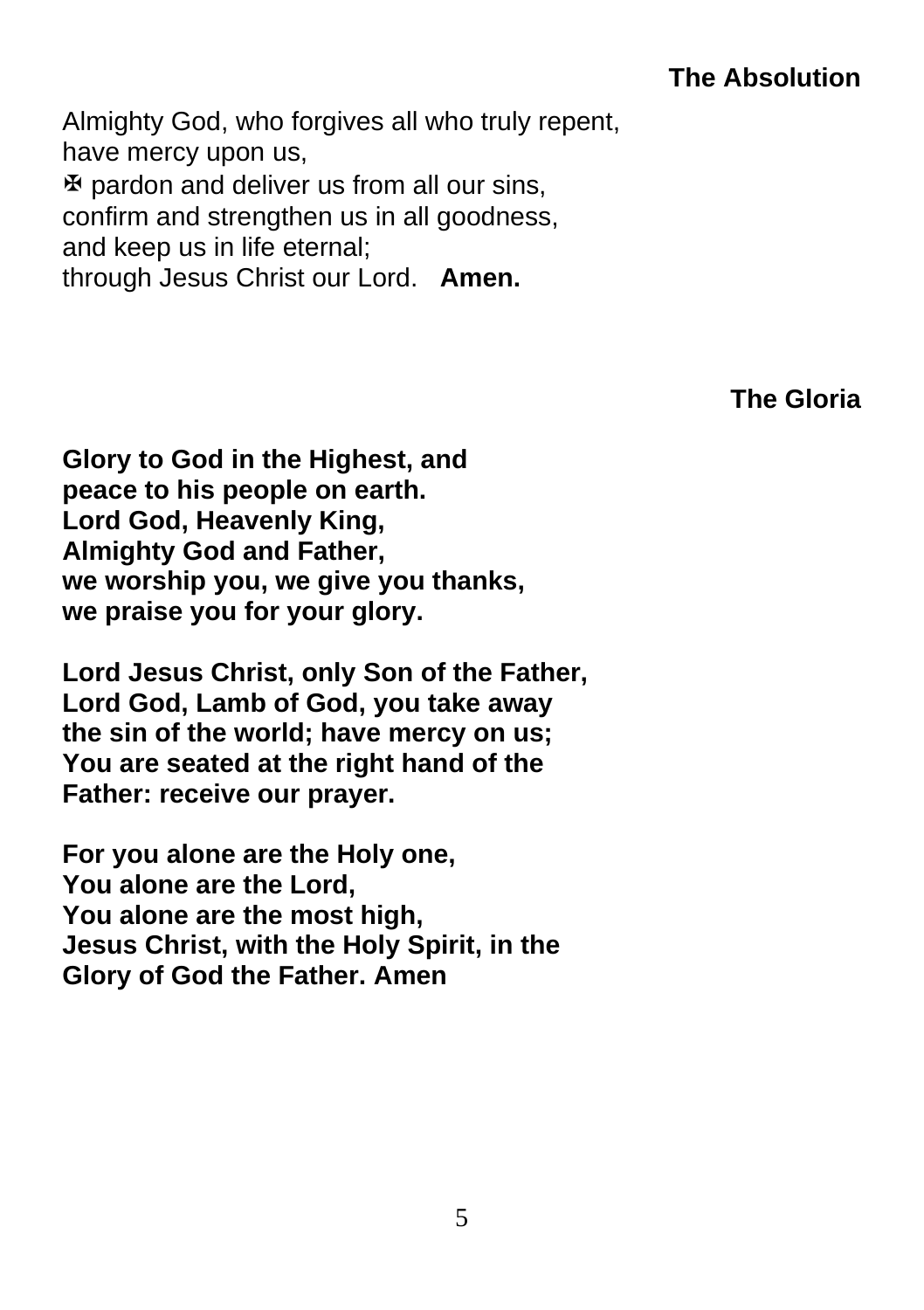## The Absolution

Almighty God, who forgives all who truly repent,
have mercy upon us,
✠ pardon and deliver us from all our sins,
confirm and strengthen us in all goodness,
and keep us in life eternal;
through Jesus Christ our Lord. **Amen.**

## The Gloria

**Glory to God in the Highest, and
peace to his people on earth.
Lord God, Heavenly King,
Almighty God and Father,
we worship you, we give you thanks,
we praise you for your glory.**

**Lord Jesus Christ, only Son of the Father,
Lord God, Lamb of God, you take away
the sin of the world; have mercy on us;
You are seated at the right hand of the
Father: receive our prayer.**

**For you alone are the Holy one,
You alone are the Lord,
You alone are the most high,
Jesus Christ, with the Holy Spirit, in the
Glory of God the Father. Amen**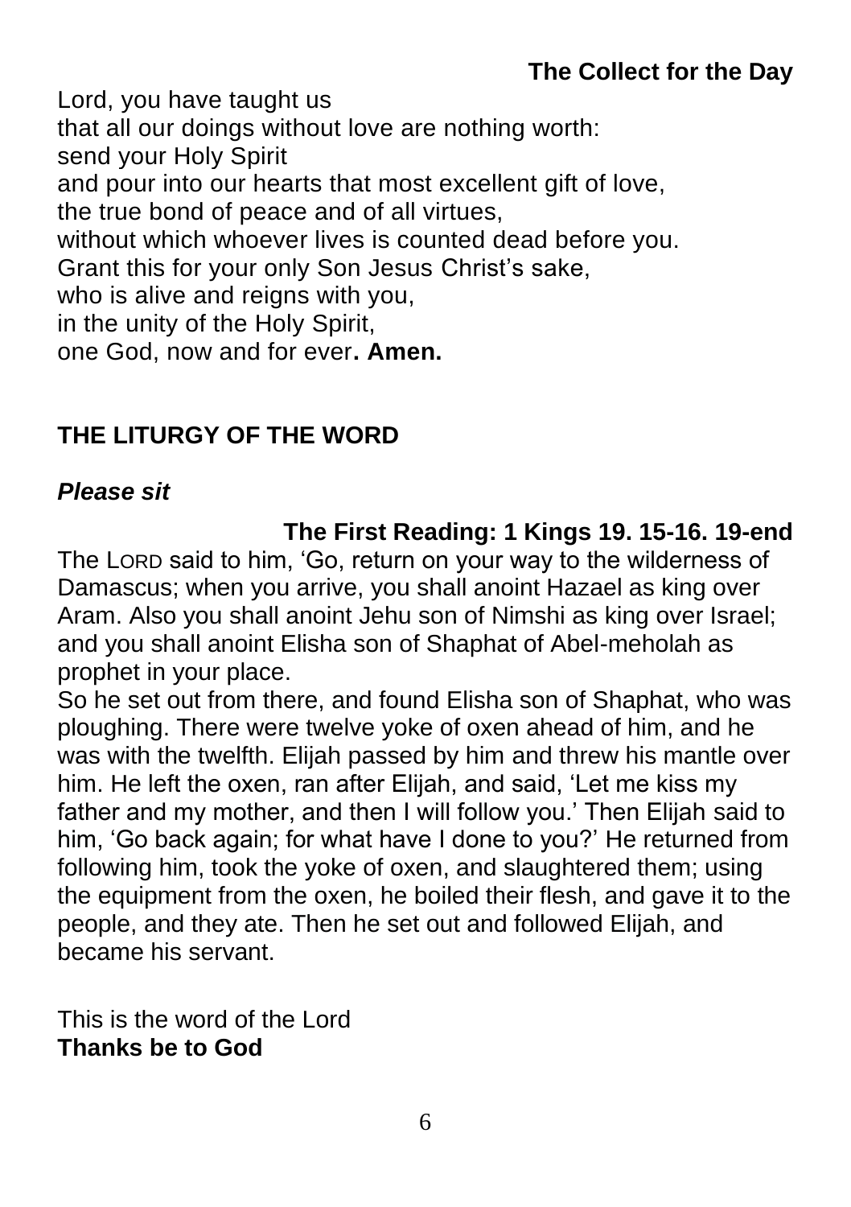### The Collect for the Day

Lord, you have taught us
that all our doings without love are nothing worth:
send your Holy Spirit
and pour into our hearts that most excellent gift of love,
the true bond of peace and of all virtues,
without which whoever lives is counted dead before you.
Grant this for your only Son Jesus Christ's sake,
who is alive and reigns with you,
in the unity of the Holy Spirit,
one God, now and for ever**. Amen.**

## THE LITURGY OF THE WORD

***Please sit***

### The First Reading: 1 Kings 19. 15-16. 19-end

The LORD said to him, 'Go, return on your way to the wilderness of Damascus; when you arrive, you shall anoint Hazael as king over Aram. Also you shall anoint Jehu son of Nimshi as king over Israel; and you shall anoint Elisha son of Shaphat of Abel-meholah as prophet in your place.

So he set out from there, and found Elisha son of Shaphat, who was ploughing. There were twelve yoke of oxen ahead of him, and he was with the twelfth. Elijah passed by him and threw his mantle over him. He left the oxen, ran after Elijah, and said, 'Let me kiss my father and my mother, and then I will follow you.' Then Elijah said to him, 'Go back again; for what have I done to you?' He returned from following him, took the yoke of oxen, and slaughtered them; using the equipment from the oxen, he boiled their flesh, and gave it to the people, and they ate. Then he set out and followed Elijah, and became his servant.

This is the word of the Lord
**Thanks be to God**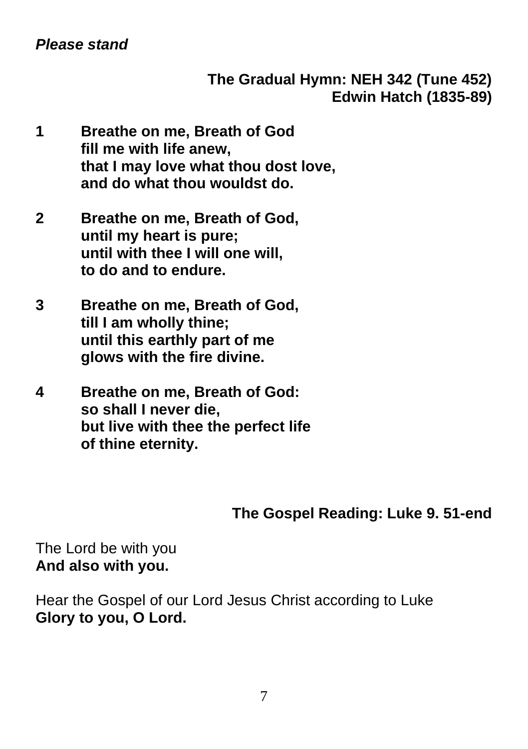*Please stand*

**The Gradual Hymn: NEH 342 (Tune 452)**
**Edwin Hatch (1835-89)**

**1** **Breathe on me, Breath of God**
**fill me with life anew,**
**that I may love what thou dost love,**
**and do what thou wouldst do.**

**2** **Breathe on me, Breath of God,**
**until my heart is pure;**
**until with thee I will one will,**
**to do and to endure.**

**3** **Breathe on me, Breath of God,**
**till I am wholly thine;**
**until this earthly part of me**
**glows with the fire divine.**

**4** **Breathe on me, Breath of God:**
**so shall I never die,**
**but live with thee the perfect life**
**of thine eternity.**

**The Gospel Reading: Luke 9. 51-end**

The Lord be with you
**And also with you.**

Hear the Gospel of our Lord Jesus Christ according to Luke
**Glory to you, O Lord.**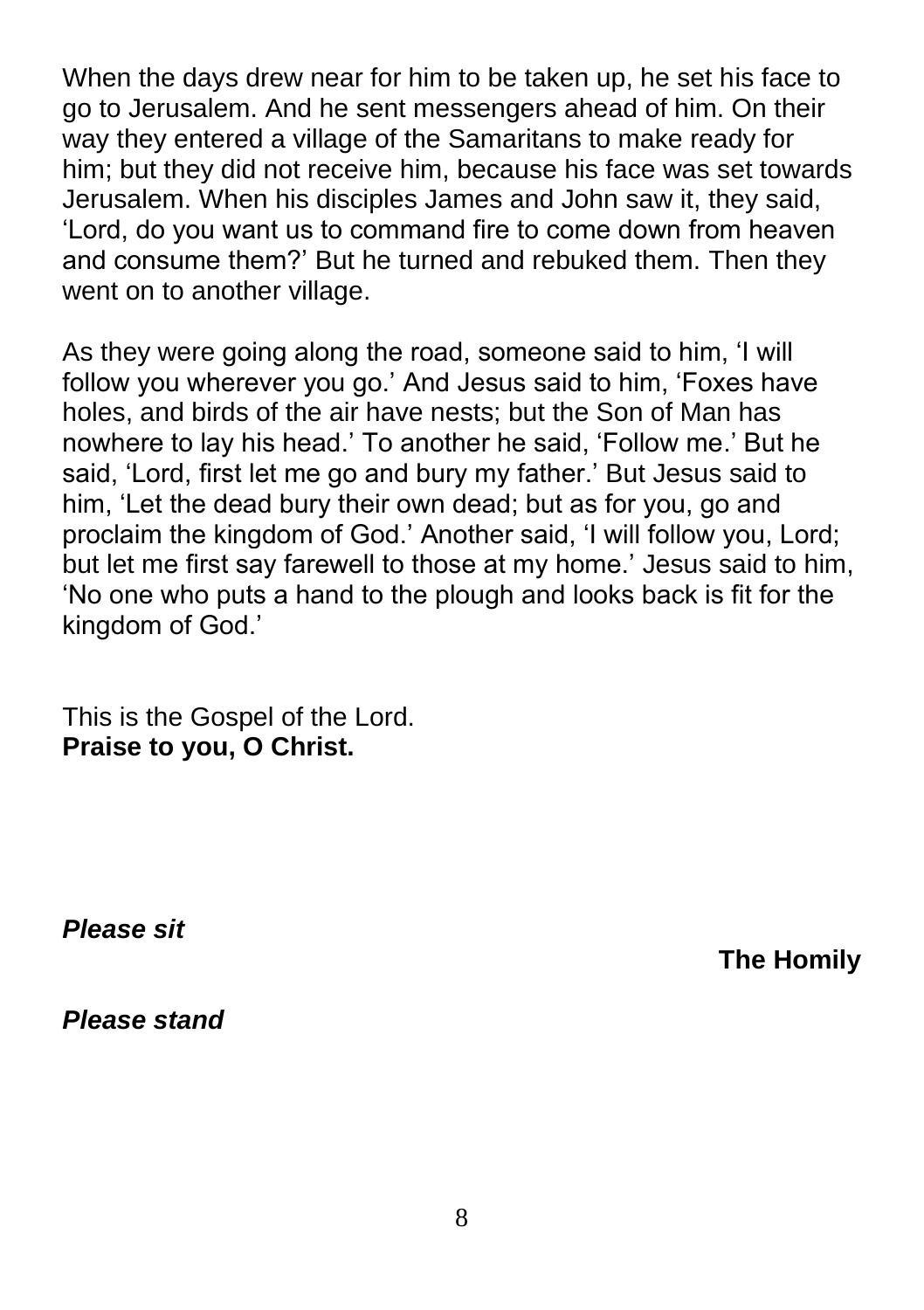When the days drew near for him to be taken up, he set his face to go to Jerusalem. And he sent messengers ahead of him. On their way they entered a village of the Samaritans to make ready for him; but they did not receive him, because his face was set towards Jerusalem. When his disciples James and John saw it, they said, 'Lord, do you want us to command fire to come down from heaven and consume them?' But he turned and rebuked them. Then they went on to another village.

As they were going along the road, someone said to him, 'I will follow you wherever you go.' And Jesus said to him, 'Foxes have holes, and birds of the air have nests; but the Son of Man has nowhere to lay his head.' To another he said, 'Follow me.' But he said, 'Lord, first let me go and bury my father.' But Jesus said to him, 'Let the dead bury their own dead; but as for you, go and proclaim the kingdom of God.' Another said, 'I will follow you, Lord; but let me first say farewell to those at my home.' Jesus said to him, 'No one who puts a hand to the plough and looks back is fit for the kingdom of God.'

This is the Gospel of the Lord.
**Praise to you, O Christ.**

***Please sit***

**The Homily**

***Please stand***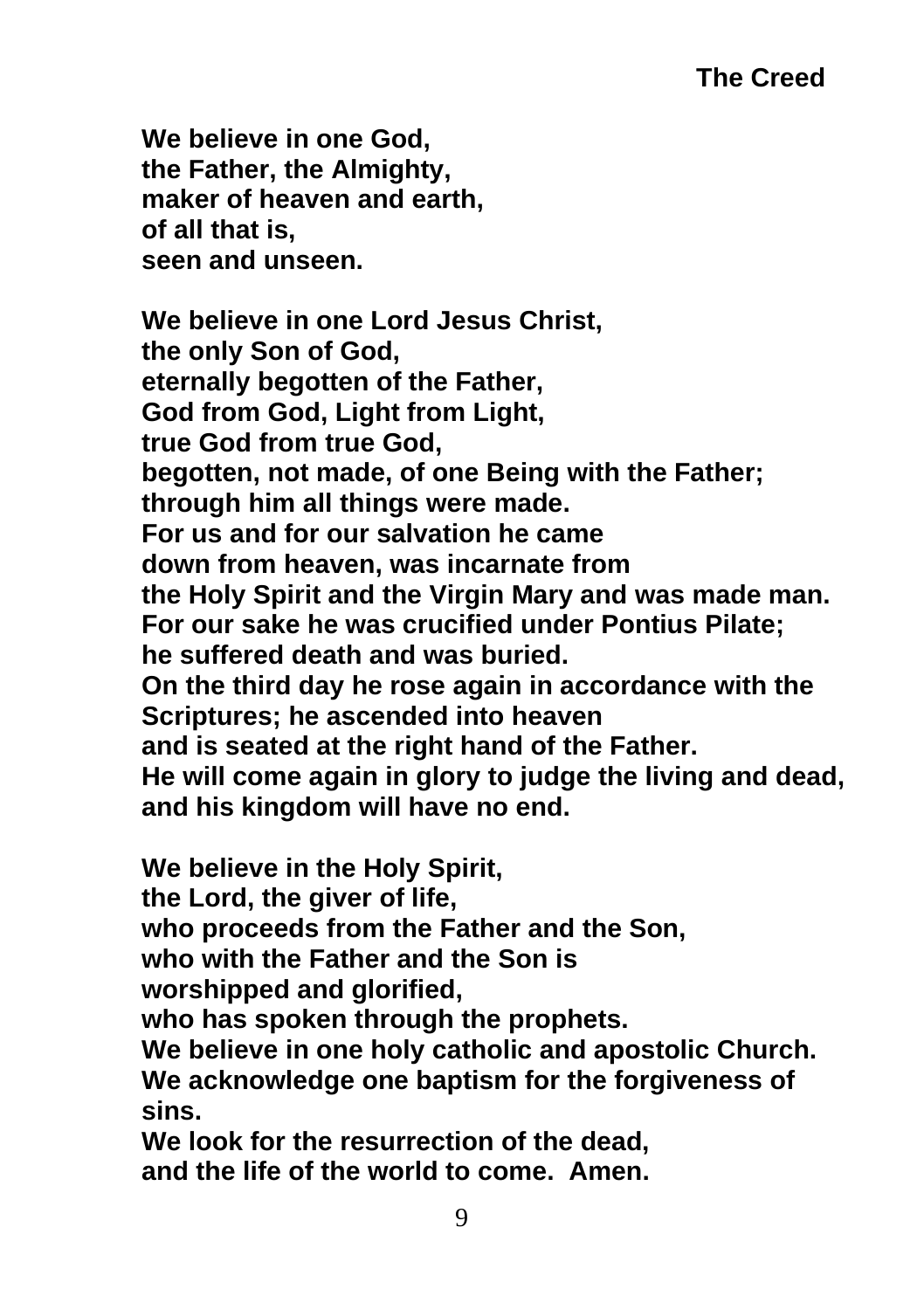## The Creed

**We believe in one God,**
**the Father, the Almighty,**
**maker of heaven and earth,**
**of all that is,**
**seen and unseen.**

**We believe in one Lord Jesus Christ,**
**the only Son of God,**
**eternally begotten of the Father,**
**God from God, Light from Light,**
**true God from true God,**
**begotten, not made, of one Being with the Father;**
**through him all things were made.**
**For us and for our salvation he came**
**down from heaven, was incarnate from**
**the Holy Spirit and the Virgin Mary and was made man.**
**For our sake he was crucified under Pontius Pilate;**
**he suffered death and was buried.**
**On the third day he rose again in accordance with the Scriptures; he ascended into heaven**
**and is seated at the right hand of the Father.**
**He will come again in glory to judge the living and dead,**
**and his kingdom will have no end.**

**We believe in the Holy Spirit,**
**the Lord, the giver of life,**
**who proceeds from the Father and the Son,**
**who with the Father and the Son is**
**worshipped and glorified,**
**who has spoken through the prophets.**
**We believe in one holy catholic and apostolic Church.**
**We acknowledge one baptism for the forgiveness of sins.**
**We look for the resurrection of the dead,**
**and the life of the world to come. Amen.**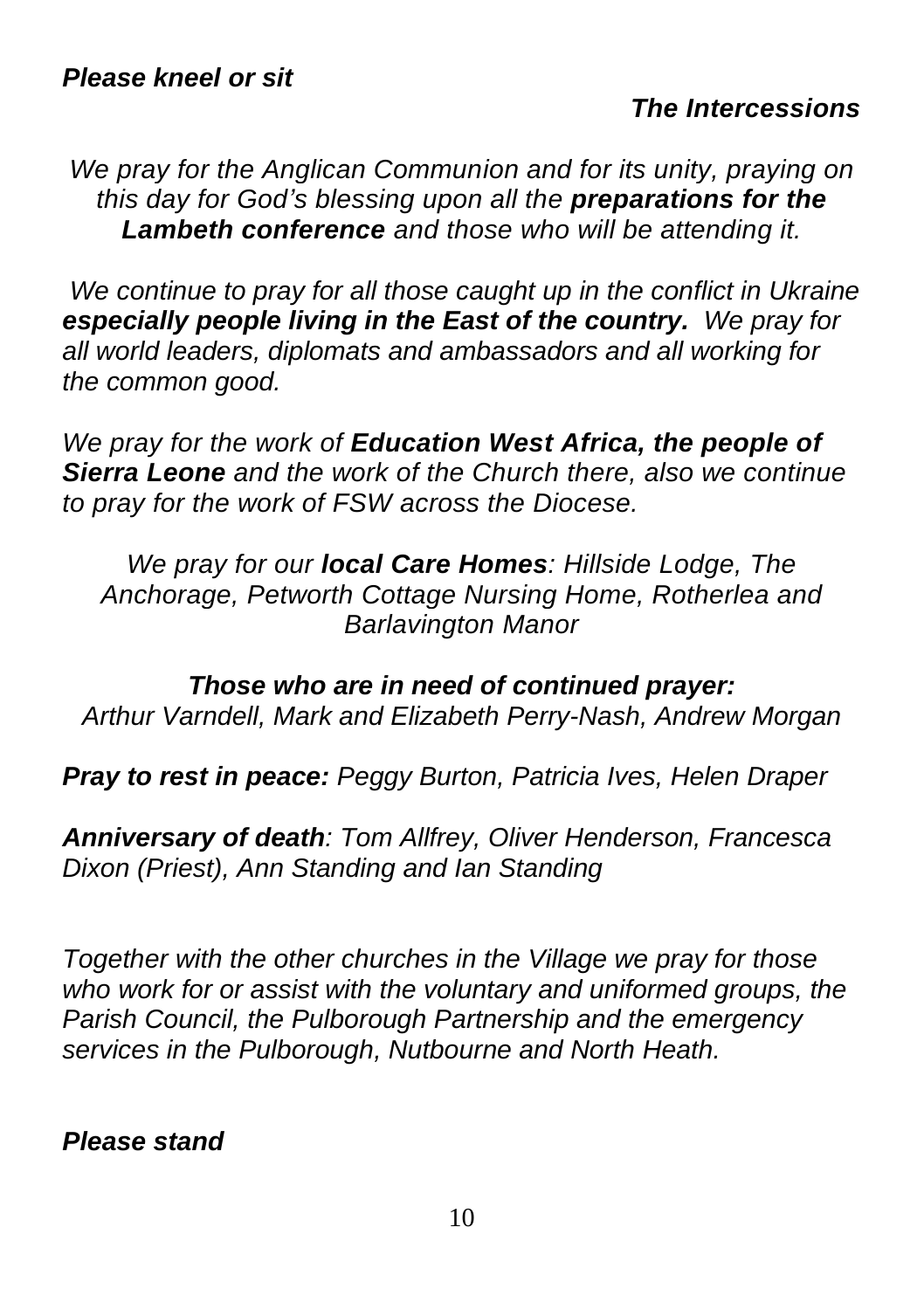***Please kneel or sit***

## *The Intercessions*

*We pray for the Anglican Communion and for its unity, praying on this day for God's blessing upon all the **preparations for the Lambeth conference** and those who will be attending it.*

*We continue to pray for all those caught up in the conflict in Ukraine **especially people living in the East of the country.** We pray for all world leaders, diplomats and ambassadors and all working for the common good.*

*We pray for the work of **Education West Africa, the people of Sierra Leone** and the work of the Church there, also we continue to pray for the work of FSW across the Diocese.*

*We pray for our **local Care Homes**: Hillside Lodge, The Anchorage, Petworth Cottage Nursing Home, Rotherlea and Barlavington Manor*

***Those who are in need of continued prayer:***
*Arthur Varndell, Mark and Elizabeth Perry-Nash, Andrew Morgan*

***Pray to rest in peace:** Peggy Burton, Patricia Ives, Helen Draper*

***Anniversary of death**: Tom Allfrey, Oliver Henderson, Francesca Dixon (Priest), Ann Standing and Ian Standing*

*Together with the other churches in the Village we pray for those who work for or assist with the voluntary and uniformed groups, the Parish Council, the Pulborough Partnership and the emergency services in the Pulborough, Nutbourne and North Heath.*

***Please stand***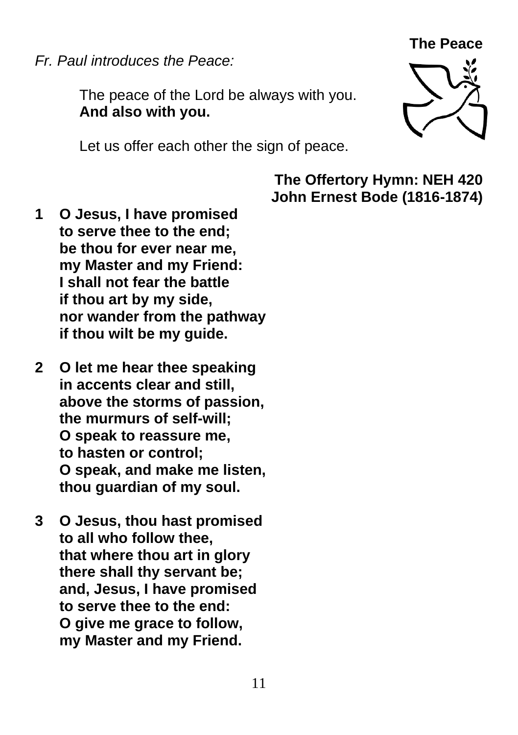## The Peace

*Fr. Paul introduces the Peace:*

The peace of the Lord be always with you.
**And also with you.**

Let us offer each other the sign of peace.

## The Offertory Hymn: NEH 420
**John Ernest Bode (1816-1874)**

**1** **O Jesus, I have promised**
**to serve thee to the end;**
**be thou for ever near me,**
**my Master and my Friend:**
**I shall not fear the battle**
**if thou art by my side,**
**nor wander from the pathway**
**if thou wilt be my guide.**

**2** **O let me hear thee speaking**
**in accents clear and still,**
**above the storms of passion,**
**the murmurs of self-will;**
**O speak to reassure me,**
**to hasten or control;**
**O speak, and make me listen,**
**thou guardian of my soul.**

**3** **O Jesus, thou hast promised**
**to all who follow thee,**
**that where thou art in glory**
**there shall thy servant be;**
**and, Jesus, I have promised**
**to serve thee to the end:**
**O give me grace to follow,**
**my Master and my Friend.**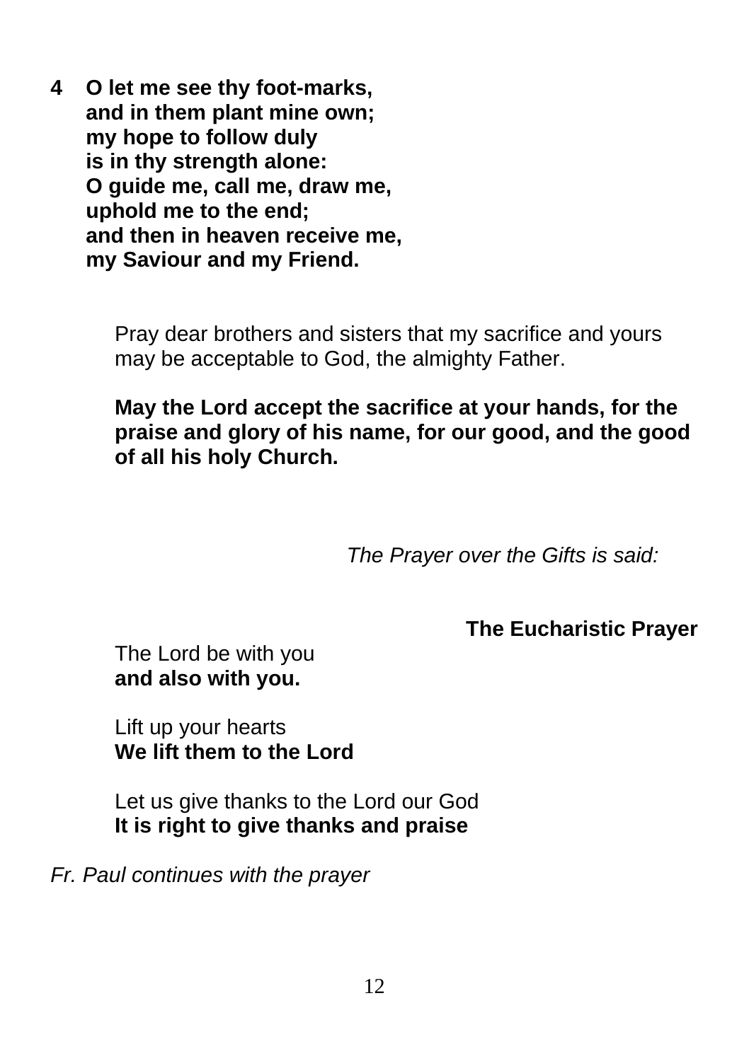**4 O let me see thy foot-marks,**
**and in them plant mine own;**
**my hope to follow duly**
**is in thy strength alone:**
**O guide me, call me, draw me,**
**uphold me to the end;**
**and then in heaven receive me,**
**my Saviour and my Friend.**

Pray dear brothers and sisters that my sacrifice and yours may be acceptable to God, the almighty Father.

**May the Lord accept the sacrifice at your hands, for the praise and glory of his name, for our good, and the good of all his holy Church.**

*The Prayer over the Gifts is said:*

## The Eucharistic Prayer

The Lord be with you
**and also with you.**

Lift up your hearts
**We lift them to the Lord**

Let us give thanks to the Lord our God
**It is right to give thanks and praise**

*Fr. Paul continues with the prayer*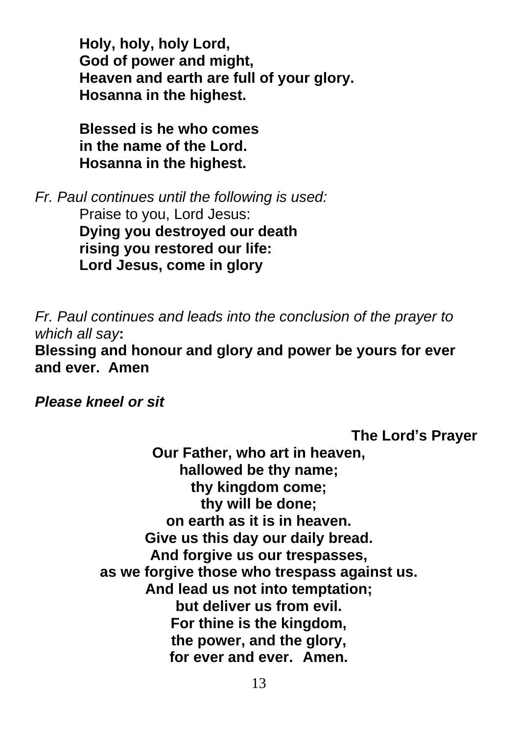**Holy, holy, holy Lord,**
**God of power and might,**
**Heaven and earth are full of your glory.**
**Hosanna in the highest.**

**Blessed is he who comes**
**in the name of the Lord.**
**Hosanna in the highest.**

*Fr. Paul continues until the following is used:*

Praise to you, Lord Jesus:
**Dying you destroyed our death**
**rising you restored our life:**
**Lord Jesus, come in glory**

*Fr. Paul continues and leads into the conclusion of the prayer to which all say***:**

**Blessing and honour and glory and power be yours for ever and ever. Amen**

***Please kneel or sit***

### The Lord's Prayer

**Our Father, who art in heaven,**
**hallowed be thy name;**
**thy kingdom come;**
**thy will be done;**
**on earth as it is in heaven.**
**Give us this day our daily bread.**
**And forgive us our trespasses,**
**as we forgive those who trespass against us.**
**And lead us not into temptation;**
**but deliver us from evil.**
**For thine is the kingdom,**
**the power, and the glory,**
**for ever and ever. Amen.**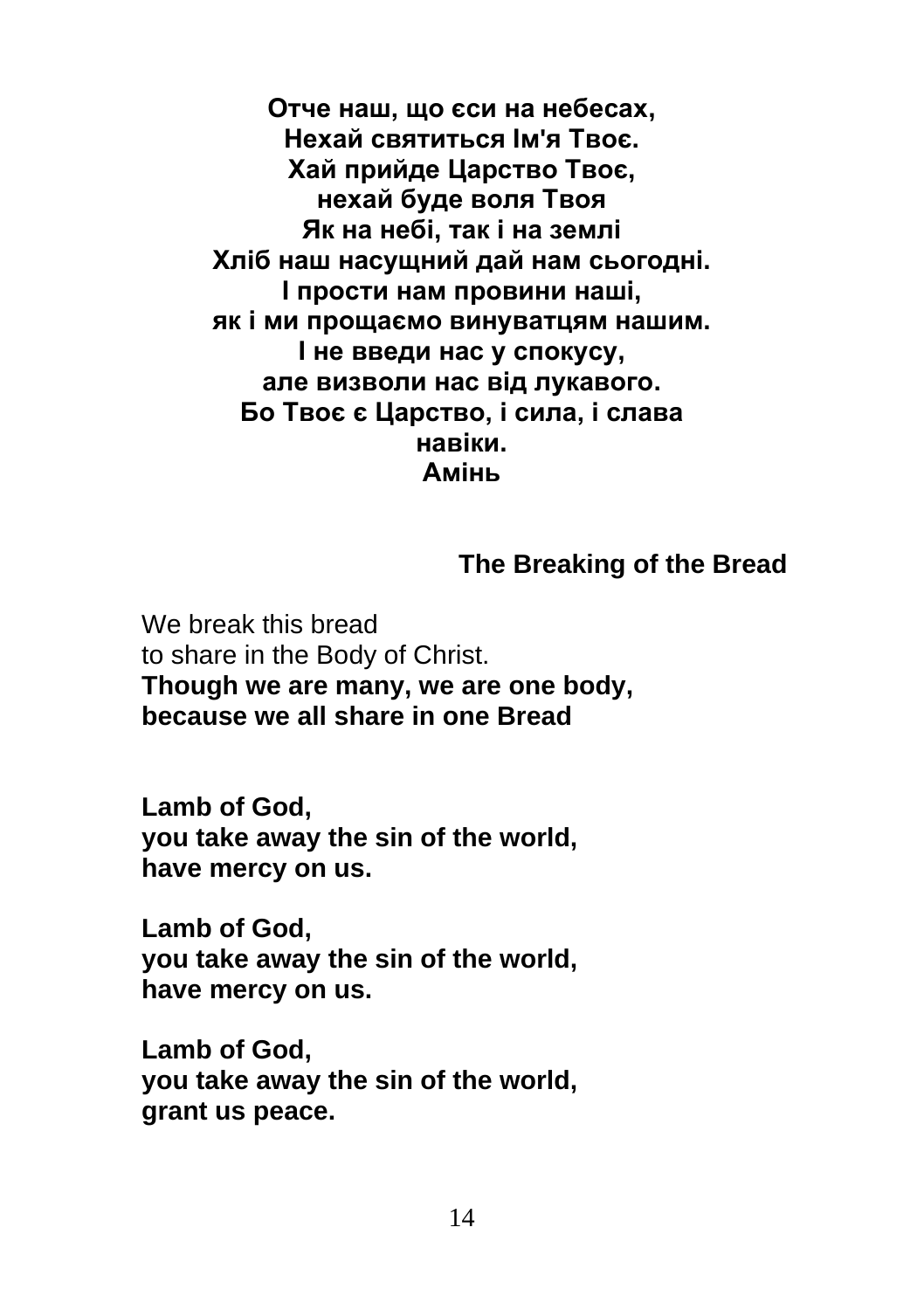**Отче наш, що єси на небесах,**
**Нехай святиться Ім'я Твоє.**
**Хай прийде Царство Твоє,**
**нехай буде воля Твоя**
**Як на небі, так і на землі**
**Хліб наш насущний дай нам сьогодні.**
**І прости нам провини наші,**
**як і ми прощаємо винуватцям нашим.**
**І не введи нас у спокусу,**
**але визволи нас від лукавого.**
**Бо Твоє є Царство, і сила, і слава**
**навіки.**
**Амінь**

## The Breaking of the Bread

We break this bread
to share in the Body of Christ.
**Though we are many, we are one body,**
**because we all share in one Bread**

**Lamb of God,**
**you take away the sin of the world,**
**have mercy on us.**

**Lamb of God,**
**you take away the sin of the world,**
**have mercy on us.**

**Lamb of God,**
**you take away the sin of the world,**
**grant us peace.**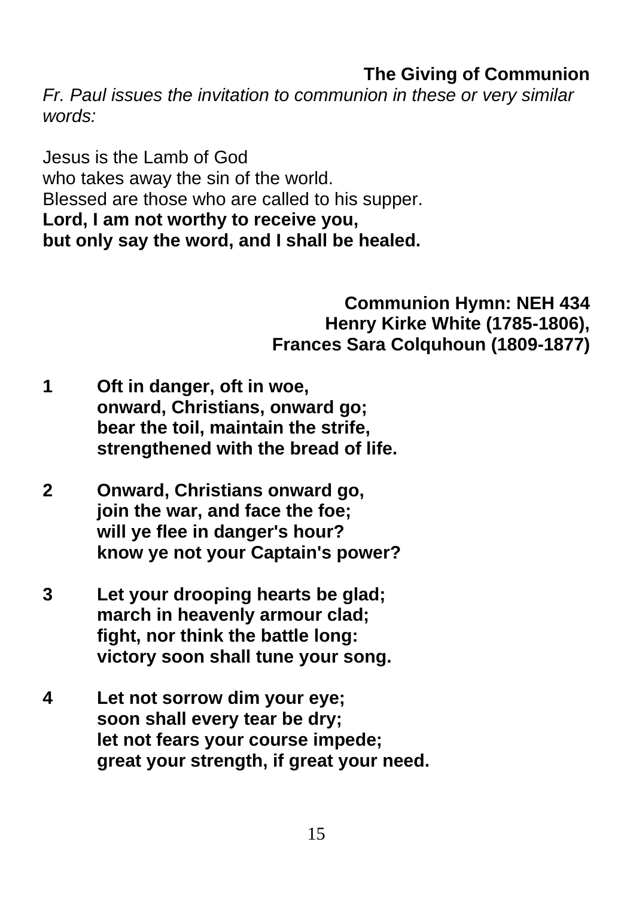**The Giving of Communion**

*Fr. Paul issues the invitation to communion in these or very similar words:*

Jesus is the Lamb of God  
who takes away the sin of the world.  
Blessed are those who are called to his supper.  
**Lord, I am not worthy to receive you,**  
**but only say the word, and I shall be healed.**

**Communion Hymn: NEH 434**  
**Henry Kirke White (1785-1806),**  
**Frances Sara Colquhoun (1809-1877)**

**1** **Oft in danger, oft in woe,**  
**onward, Christians, onward go;**  
**bear the toil, maintain the strife,**  
**strengthened with the bread of life.**

**2** **Onward, Christians onward go,**  
**join the war, and face the foe;**  
**will ye flee in danger's hour?**  
**know ye not your Captain's power?**

**3** **Let your drooping hearts be glad;**  
**march in heavenly armour clad;**  
**fight, nor think the battle long:**  
**victory soon shall tune your song.**

**4** **Let not sorrow dim your eye;**  
**soon shall every tear be dry;**  
**let not fears your course impede;**  
**great your strength, if great your need.**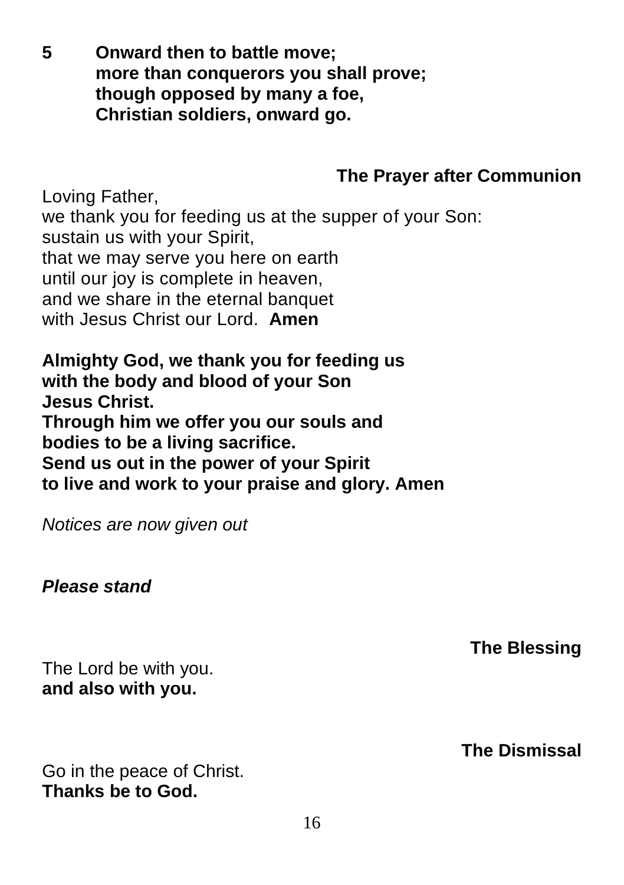**5 Onward then to battle move;**
**more than conquerors you shall prove;**
**though opposed by many a foe,**
**Christian soldiers, onward go.**

## The Prayer after Communion

Loving Father,
we thank you for feeding us at the supper of your Son:
sustain us with your Spirit,
that we may serve you here on earth
until our joy is complete in heaven,
and we share in the eternal banquet
with Jesus Christ our Lord. **Amen**

**Almighty God, we thank you for feeding us**
**with the body and blood of your Son**
**Jesus Christ.**
**Through him we offer you our souls and**
**bodies to be a living sacrifice.**
**Send us out in the power of your Spirit**
**to live and work to your praise and glory. Amen**

*Notices are now given out*

***Please stand***

## The Blessing

The Lord be with you.
**and also with you.**

## The Dismissal

Go in the peace of Christ.
**Thanks be to God.**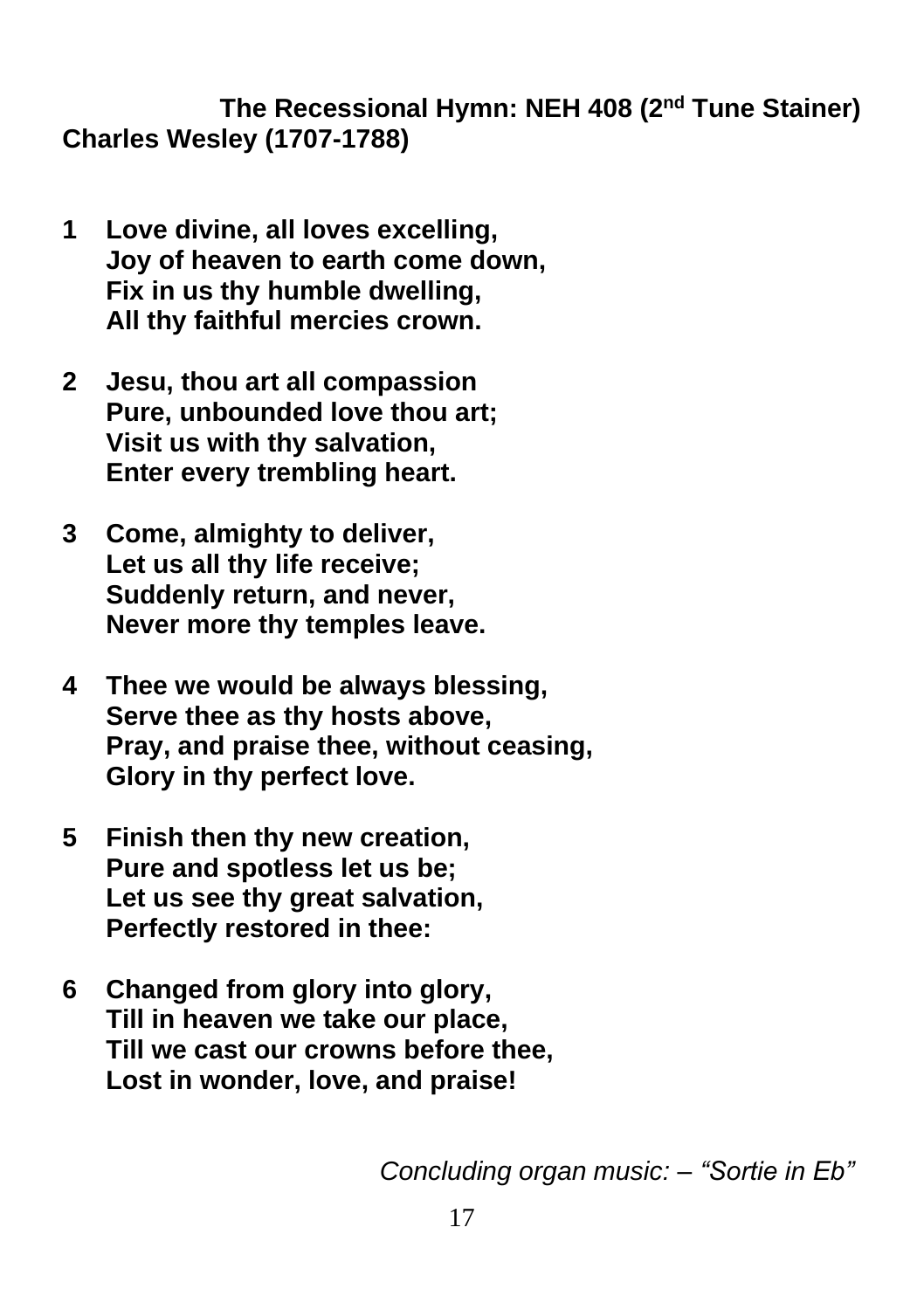**The Recessional Hymn: NEH 408 (2nd Tune Stainer)**
**Charles Wesley (1707-1788)**

**1** **Love divine, all loves excelling,**
**Joy of heaven to earth come down,**
**Fix in us thy humble dwelling,**
**All thy faithful mercies crown.**

**2** **Jesu, thou art all compassion**
**Pure, unbounded love thou art;**
**Visit us with thy salvation,**
**Enter every trembling heart.**

**3** **Come, almighty to deliver,**
**Let us all thy life receive;**
**Suddenly return, and never,**
**Never more thy temples leave.**

**4** **Thee we would be always blessing,**
**Serve thee as thy hosts above,**
**Pray, and praise thee, without ceasing,**
**Glory in thy perfect love.**

**5** **Finish then thy new creation,**
**Pure and spotless let us be;**
**Let us see thy great salvation,**
**Perfectly restored in thee:**

**6** **Changed from glory into glory,**
**Till in heaven we take our place,**
**Till we cast our crowns before thee,**
**Lost in wonder, love, and praise!**

*Concluding organ music: – "Sortie in Eb"*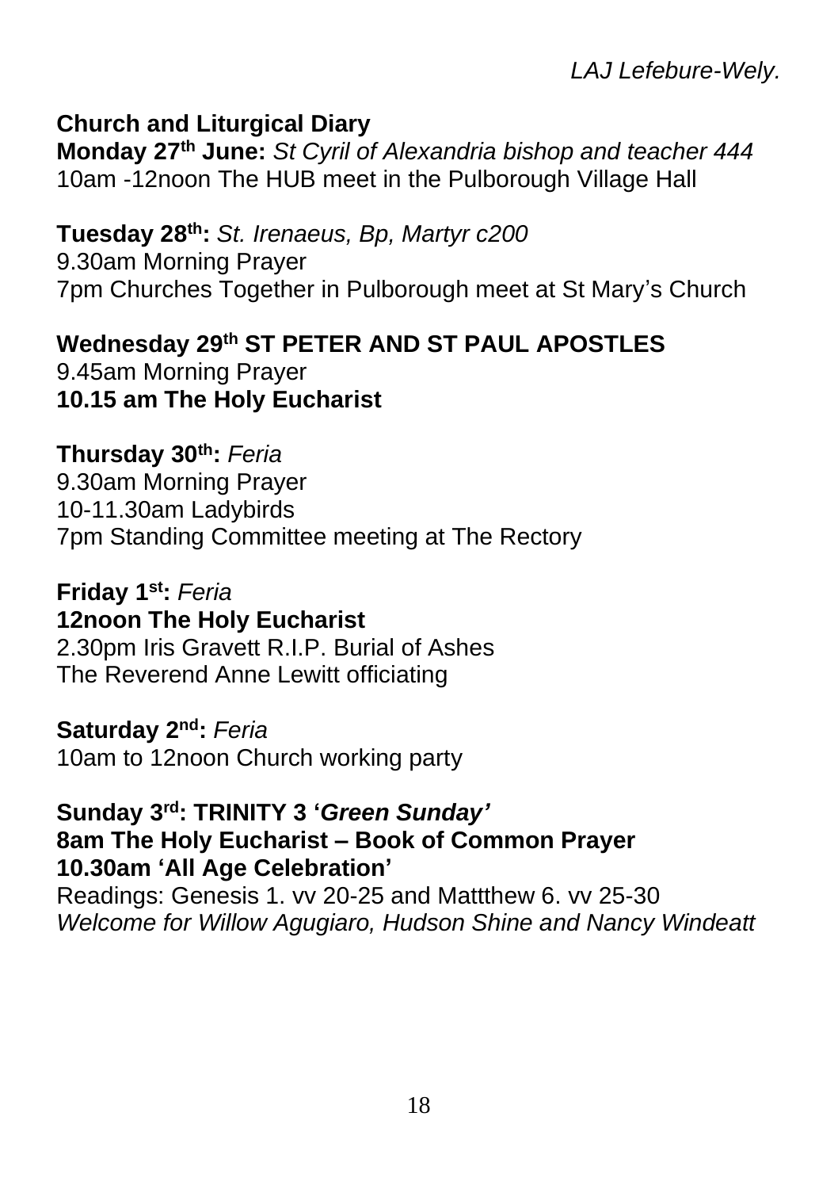*LAJ Lefebure-Wely.*

**Church and Liturgical Diary**

**Monday 27th June:** *St Cyril of Alexandria bishop and teacher 444*
10am -12noon The HUB meet in the Pulborough Village Hall

**Tuesday 28th:** *St. Irenaeus, Bp, Martyr c200*
9.30am Morning Prayer
7pm Churches Together in Pulborough meet at St Mary's Church

**Wednesday 29th ST PETER AND ST PAUL APOSTLES**
9.45am Morning Prayer
**10.15 am The Holy Eucharist**

**Thursday 30th:** *Feria*
9.30am Morning Prayer
10-11.30am Ladybirds
7pm Standing Committee meeting at The Rectory

**Friday 1st:** *Feria*
**12noon The Holy Eucharist**
2.30pm Iris Gravett R.I.P. Burial of Ashes
The Reverend Anne Lewitt officiating

**Saturday 2nd:** *Feria*
10am to 12noon Church working party

**Sunday 3rd: TRINITY 3 '*Green Sunday'***
**8am The Holy Eucharist – Book of Common Prayer**
**10.30am 'All Age Celebration'**
Readings: Genesis 1. vv 20-25 and Mattthew 6. vv 25-30
*Welcome for Willow Agugiaro, Hudson Shine and Nancy Windeatt*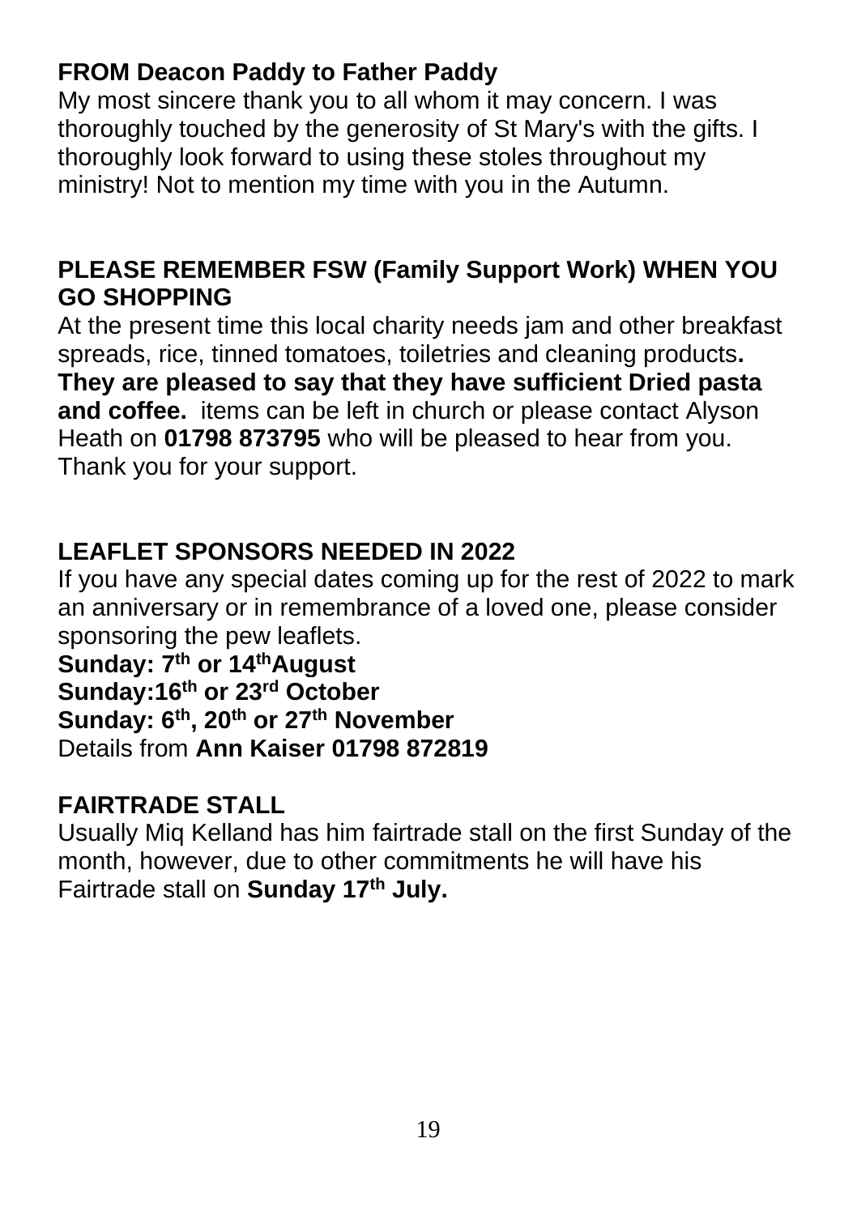## FROM Deacon Paddy to Father Paddy

My most sincere thank you to all whom it may concern. I was thoroughly touched by the generosity of St Mary's with the gifts. I thoroughly look forward to using these stoles throughout my ministry! Not to mention my time with you in the Autumn.

## PLEASE REMEMBER FSW (Family Support Work) WHEN YOU GO SHOPPING

At the present time this local charity needs jam and other breakfast spreads, rice, tinned tomatoes, toiletries and cleaning products**. They are pleased to say that they have sufficient Dried pasta and coffee.** items can be left in church or please contact Alyson Heath on **01798 873795** who will be pleased to hear from you. Thank you for your support.

## LEAFLET SPONSORS NEEDED IN 2022

If you have any special dates coming up for the rest of 2022 to mark an anniversary or in remembrance of a loved one, please consider sponsoring the pew leaflets.

**Sunday: 7th or 14th August**
**Sunday: 16th or 23rd October**
**Sunday: 6th, 20th or 27th November**

Details from **Ann Kaiser 01798 872819**

## FAIRTRADE STALL

Usually Miq Kelland has him fairtrade stall on the first Sunday of the month, however, due to other commitments he will have his Fairtrade stall on **Sunday 17th July.**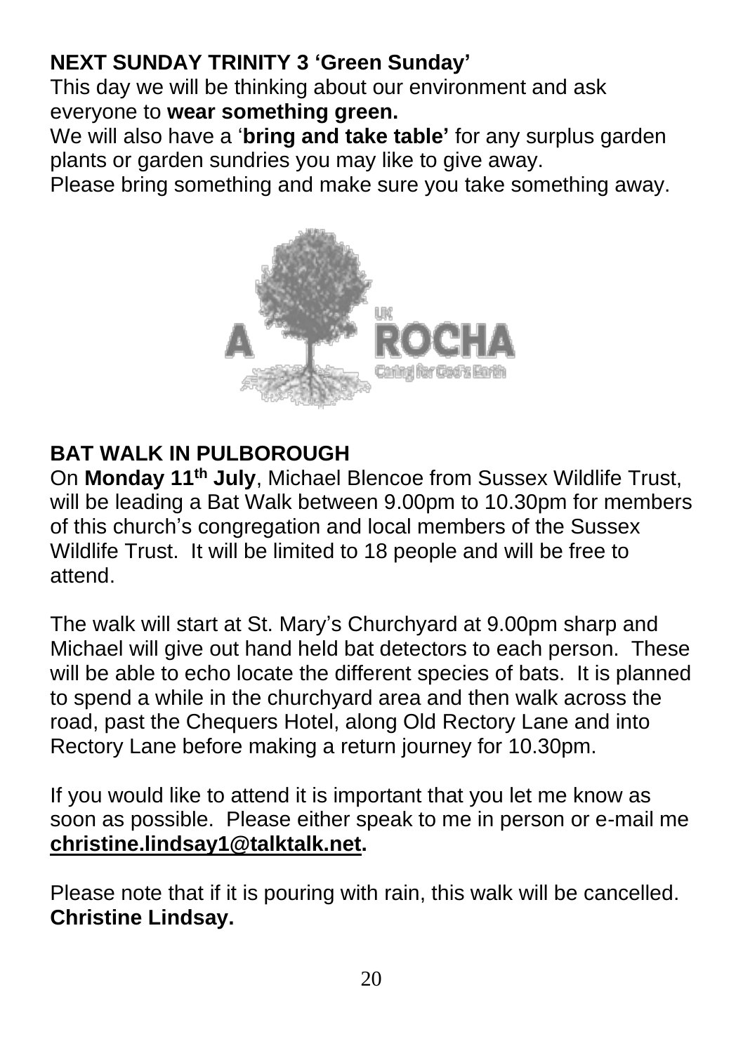**NEXT SUNDAY TRINITY 3 'Green Sunday'**

This day we will be thinking about our environment and ask everyone to **wear something green.**

We will also have a '**bring and take table'** for any surplus garden plants or garden sundries you may like to give away.

Please bring something and make sure you take something away.

**BAT WALK IN PULBOROUGH**

On **Monday 11th July**, Michael Blencoe from Sussex Wildlife Trust, will be leading a Bat Walk between 9.00pm to 10.30pm for members of this church's congregation and local members of the Sussex Wildlife Trust. It will be limited to 18 people and will be free to attend.

The walk will start at St. Mary's Churchyard at 9.00pm sharp and Michael will give out hand held bat detectors to each person. These will be able to echo locate the different species of bats. It is planned to spend a while in the churchyard area and then walk across the road, past the Chequers Hotel, along Old Rectory Lane and into Rectory Lane before making a return journey for 10.30pm.

If you would like to attend it is important that you let me know as soon as possible. Please either speak to me in person or e-mail me **christine.lindsay1@talktalk.net.**

Please note that if it is pouring with rain, this walk will be cancelled.

**Christine Lindsay.**